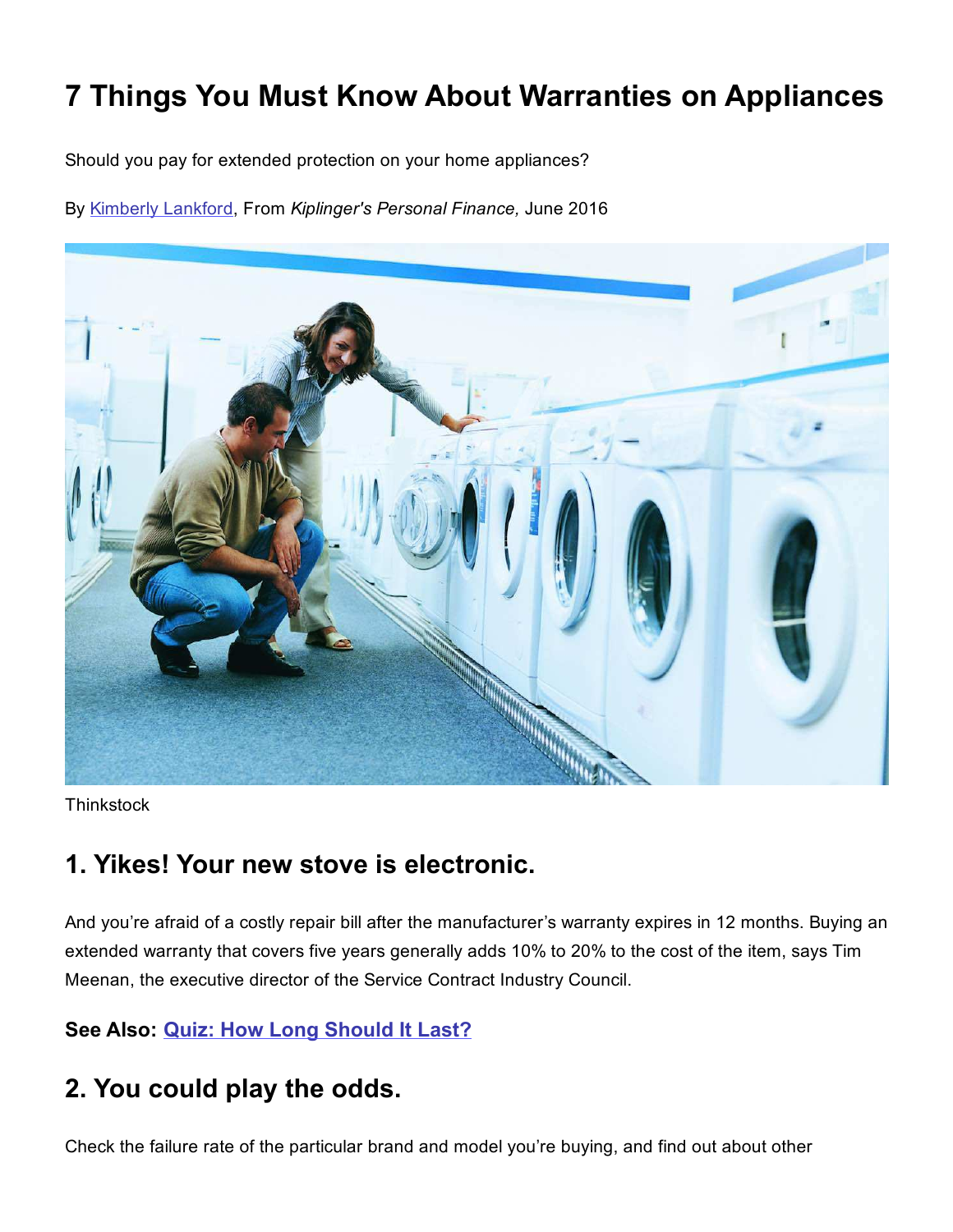# 7 Things You Must Know About Warranties on Appliances

Should you pay for extended protection on your home appliances?

By Kimberly Lankford, From *Kiplinger's Personal Finance,* June 2016

Thinkstock

## 1. Yikes! Your new stove is electronic.

And you're afraid of a costly repair bill after the manufacturer's warranty expires in 12 months. Buying an extended warranty that covers five years generally adds 10% to 20% to the cost of the item, says Tim Meenan, the executive director of the Service Contract Industry Council.

**See Also: Quiz: How Long Should It Last?**

## 2. You could play the odds.

Check the failure rate of the particular brand and model you're buying, and find out about other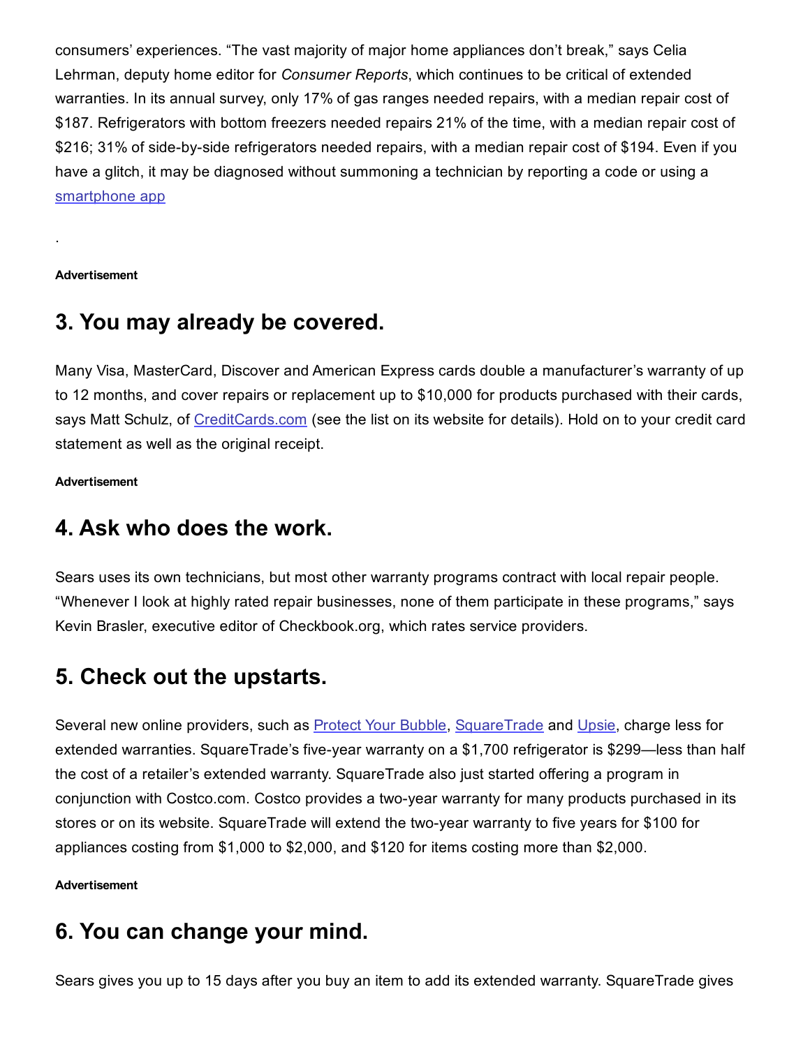consumers' experiences. "The vast majority of major home appliances don't break," says Celia Lehrman, deputy home editor for *Consumer Reports*, which continues to be critical of extended warranties. In its annual survey, only 17% of gas ranges needed repairs, with a median repair cost of $187. Refrigerators with bottom freezers needed repairs 21% of the time, with a median repair cost of $216; 31% of side-by-side refrigerators needed repairs, with a median repair cost of $194. Even if you have a glitch, it may be diagnosed without summoning a technician by reporting a code or using a smartphone app

.

**Advertisement**

## 3. You may already be covered.

Many Visa, MasterCard, Discover and American Express cards double a manufacturer's warranty of up to 12 months, and cover repairs or replacement up to $10,000 for products purchased with their cards, says Matt Schulz, of CreditCards.com (see the list on its website for details). Hold on to your credit card statement as well as the original receipt.

**Advertisement**

## 4. Ask who does the work.

Sears uses its own technicians, but most other warranty programs contract with local repair people. "Whenever I look at highly rated repair businesses, none of them participate in these programs," says Kevin Brasler, executive editor of Checkbook.org, which rates service providers.

## 5. Check out the upstarts.

Several new online providers, such as Protect Your Bubble, SquareTrade and Upsie, charge less for extended warranties. SquareTrade's five-year warranty on a $1,700 refrigerator is $299—less than half the cost of a retailer's extended warranty. SquareTrade also just started offering a program in conjunction with Costco.com. Costco provides a two-year warranty for many products purchased in its stores or on its website. SquareTrade will extend the two-year warranty to five years for $100 for appliances costing from $1,000 to $2,000, and $120 for items costing more than $2,000.

**Advertisement**

## 6. You can change your mind.

Sears gives you up to 15 days after you buy an item to add its extended warranty. SquareTrade gives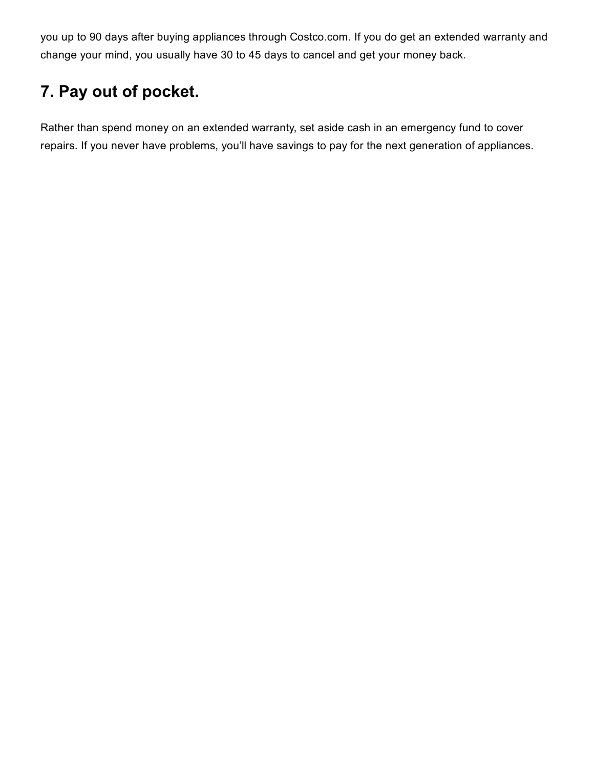you up to 90 days after buying appliances through Costco.com. If you do get an extended warranty and change your mind, you usually have 30 to 45 days to cancel and get your money back.

## 7. Pay out of pocket.

Rather than spend money on an extended warranty, set aside cash in an emergency fund to cover repairs. If you never have problems, you'll have savings to pay for the next generation of appliances.